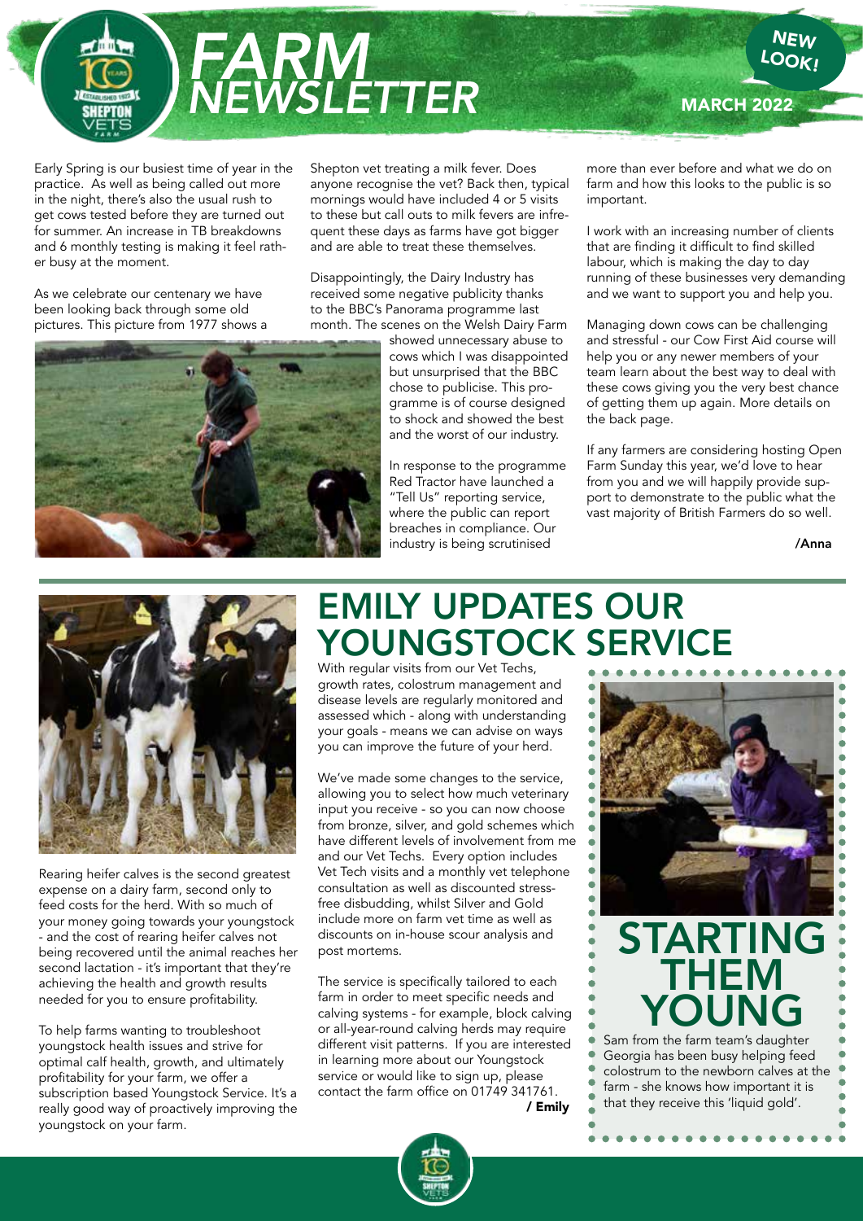# FARM NEWSLETTER

NEW LOOK!

MARCH 2022

Early Spring is our busiest time of year in the practice. As well as being called out more in the night, there's also the usual rush to get cows tested before they are turned out for summer. An increase in TB breakdowns and 6 monthly testing is making it feel rather busy at the moment.

As we celebrate our centenary we have been looking back through some old pictures. This picture from 1977 shows a Shepton vet treating a milk fever. Does anyone recognise the vet? Back then, typical mornings would have included 4 or 5 visits to these but call outs to milk fevers are infrequent these days as farms have got bigger and are able to treat these themselves.

Disappointingly, the Dairy Industry has received some negative publicity thanks to the BBC's Panorama programme last month. The scenes on the Welsh Dairy Farm showed unnecessary abuse to cows which I was disappointed but unsurprised that the BBC chose to publicise. This programme is of course designed to shock and showed the best and the worst of our industry.

In response to the programme Red Tractor have launched a "Tell Us" reporting service, where the public can report breaches in compliance. Our industry is being scrutinised more than ever before and what we do on farm and how this looks to the public is so important.

I work with an increasing number of clients that are finding it difficult to find skilled labour, which is making the day to day running of these businesses very demanding and we want to support you and help you.

Managing down cows can be challenging and stressful - our Cow First Aid course will help you or any newer members of your team learn about the best way to deal with these cows giving you the very best chance of getting them up again. More details on the back page.

If any farmers are considering hosting Open Farm Sunday this year, we'd love to hear from you and we will happily provide support to demonstrate to the public what the vast majority of British Farmers do so well.

**/Anna**

## EMILY UPDATES OUR YOUNGSTOCK SERVICE

Rearing heifer calves is the second greatest expense on a dairy farm, second only to feed costs for the herd. With so much of your money going towards your youngstock - and the cost of rearing heifer calves not being recovered until the animal reaches her second lactation - it's important that they're achieving the health and growth results needed for you to ensure profitability.

To help farms wanting to troubleshoot youngstock health issues and strive for optimal calf health, growth, and ultimately profitability for your farm, we offer a subscription based Youngstock Service. It's a really good way of proactively improving the youngstock on your farm.

With regular visits from our Vet Techs, growth rates, colostrum management and disease levels are regularly monitored and assessed which - along with understanding your goals - means we can advise on ways you can improve the future of your herd.

We've made some changes to the service, allowing you to select how much veterinary input you receive - so you can now choose from bronze, silver, and gold schemes which have different levels of involvement from me and our Vet Techs. Every option includes Vet Tech visits and a monthly vet telephone consultation as well as discounted stress-free disbudding, whilst Silver and Gold include more on farm vet time as well as discounts on in-house scour analysis and post mortems.

The service is specifically tailored to each farm in order to meet specific needs and calving systems - for example, block calving or all-year-round calving herds may require different visit patterns. If you are interested in learning more about our Youngstock service or would like to sign up, please contact the farm office on 01749 341761.

**/ Emily**

## STARTING THEM YOUNG

Sam from the farm team's daughter Georgia has been busy helping feed colostrum to the newborn calves at the farm - she knows how important it is that they receive this 'liquid gold'.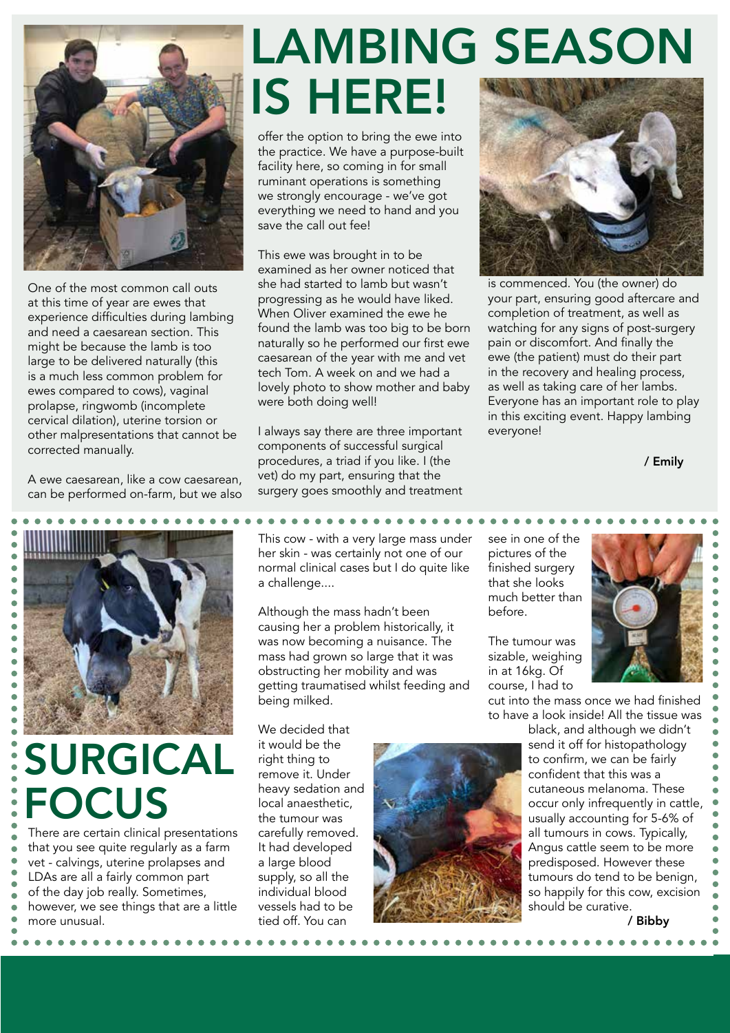# LAMBING SEASON IS HERE!

One of the most common call outs at this time of year are ewes that experience difficulties during lambing and need a caesarean section. This might be because the lamb is too large to be delivered naturally (this is a much less common problem for ewes compared to cows), vaginal prolapse, ringwomb (incomplete cervical dilation), uterine torsion or other malpresentations that cannot be corrected manually.

A ewe caesarean, like a cow caesarean, can be performed on-farm, but we also offer the option to bring the ewe into the practice. We have a purpose-built facility here, so coming in for small ruminant operations is something we strongly encourage - we've got everything we need to hand and you save the call out fee!

This ewe was brought in to be examined as her owner noticed that she had started to lamb but wasn't progressing as he would have liked. When Oliver examined the ewe he found the lamb was too big to be born naturally so he performed our first ewe caesarean of the year with me and vet tech Tom. A week on and we had a lovely photo to show mother and baby were both doing well!

I always say there are three important components of successful surgical procedures, a triad if you like. I (the vet) do my part, ensuring that the surgery goes smoothly and treatment is commenced. You (the owner) do your part, ensuring good aftercare and completion of treatment, as well as watching for any signs of post-surgery pain or discomfort. And finally the ewe (the patient) must do their part in the recovery and healing process, as well as taking care of her lambs. Everyone has an important role to play in this exciting event. Happy lambing everyone!

**/ Emily**

# SURGICAL FOCUS

There are certain clinical presentations that you see quite regularly as a farm vet - calvings, uterine prolapses and LDAs are all a fairly common part of the day job really. Sometimes, however, we see things that are a little more unusual.

This cow - with a very large mass under her skin - was certainly not one of our normal clinical cases but I do quite like a challenge....

Although the mass hadn't been causing her a problem historically, it was now becoming a nuisance. The mass had grown so large that it was obstructing her mobility and was getting traumatised whilst feeding and being milked.

We decided that it would be the right thing to remove it. Under heavy sedation and local anaesthetic, the tumour was carefully removed. It had developed a large blood supply, so all the individual blood vessels had to be tied off. You can see in one of the pictures of the finished surgery that she looks much better than before.

The tumour was sizable, weighing in at 16kg. Of course, I had to cut into the mass once we had finished to have a look inside! All the tissue was black, and although we didn't send it off for histopathology to confirm, we can be fairly confident that this was a cutaneous melanoma. These occur only infrequently in cattle, usually accounting for 5-6% of all tumours in cows. Typically, Angus cattle seem to be more predisposed. However these tumours do tend to be benign, so happily for this cow, excision should be curative.

**/ Bibby**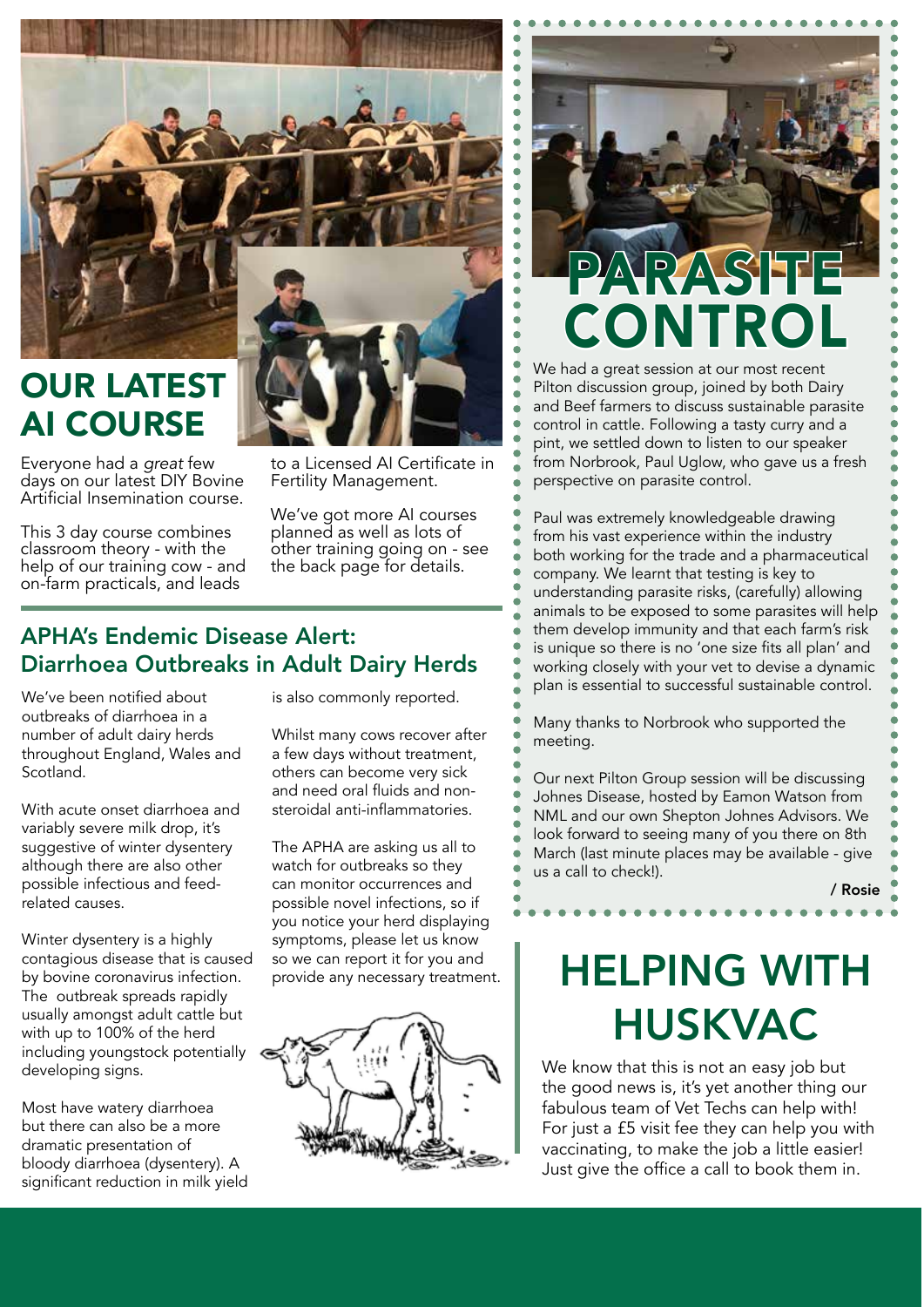# OUR LATEST AI COURSE

Everyone had a *great* few days on our latest DIY Bovine Artificial Insemination course.

This 3 day course combines classroom theory - with the help of our training cow - and on-farm practicals, and leads to a Licensed AI Certificate in Fertility Management.

We've got more AI courses planned as well as lots of other training going on - see the back page for details.

## APHA's Endemic Disease Alert: Diarrhoea Outbreaks in Adult Dairy Herds

We've been notified about outbreaks of diarrhoea in a number of adult dairy herds throughout England, Wales and Scotland.

With acute onset diarrhoea and variably severe milk drop, it's suggestive of winter dysentery although there are also other possible infectious and feed-related causes.

Winter dysentery is a highly contagious disease that is caused by bovine coronavirus infection. The outbreak spreads rapidly usually amongst adult cattle but with up to 100% of the herd including youngstock potentially developing signs.

Most have watery diarrhoea but there can also be a more dramatic presentation of bloody diarrhoea (dysentery). A significant reduction in milk yield is also commonly reported.

Whilst many cows recover after a few days without treatment, others can become very sick and need oral fluids and non-steroidal anti-inflammatories.

The APHA are asking us all to watch for outbreaks so they can monitor occurrences and possible novel infections, so if you notice your herd displaying symptoms, please let us know so we can report it for you and provide any necessary treatment.

# PARASITE CONTROL

We had a great session at our most recent Pilton discussion group, joined by both Dairy and Beef farmers to discuss sustainable parasite control in cattle. Following a tasty curry and a pint, we settled down to listen to our speaker from Norbrook, Paul Uglow, who gave us a fresh perspective on parasite control.

Paul was extremely knowledgeable drawing from his vast experience within the industry both working for the trade and a pharmaceutical company. We learnt that testing is key to understanding parasite risks, (carefully) allowing animals to be exposed to some parasites will help them develop immunity and that each farm's risk is unique so there is no 'one size fits all plan' and working closely with your vet to devise a dynamic plan is essential to successful sustainable control.

Many thanks to Norbrook who supported the meeting.

Our next Pilton Group session will be discussing Johnes Disease, hosted by Eamon Watson from NML and our own Shepton Johnes Advisors. We look forward to seeing many of you there on 8th March (last minute places may be available - give us a call to check!).

**/ Rosie**

# HELPING WITH HUSKVAC

We know that this is not an easy job but the good news is, it's yet another thing our fabulous team of Vet Techs can help with! For just a £5 visit fee they can help you with vaccinating, to make the job a little easier! Just give the office a call to book them in.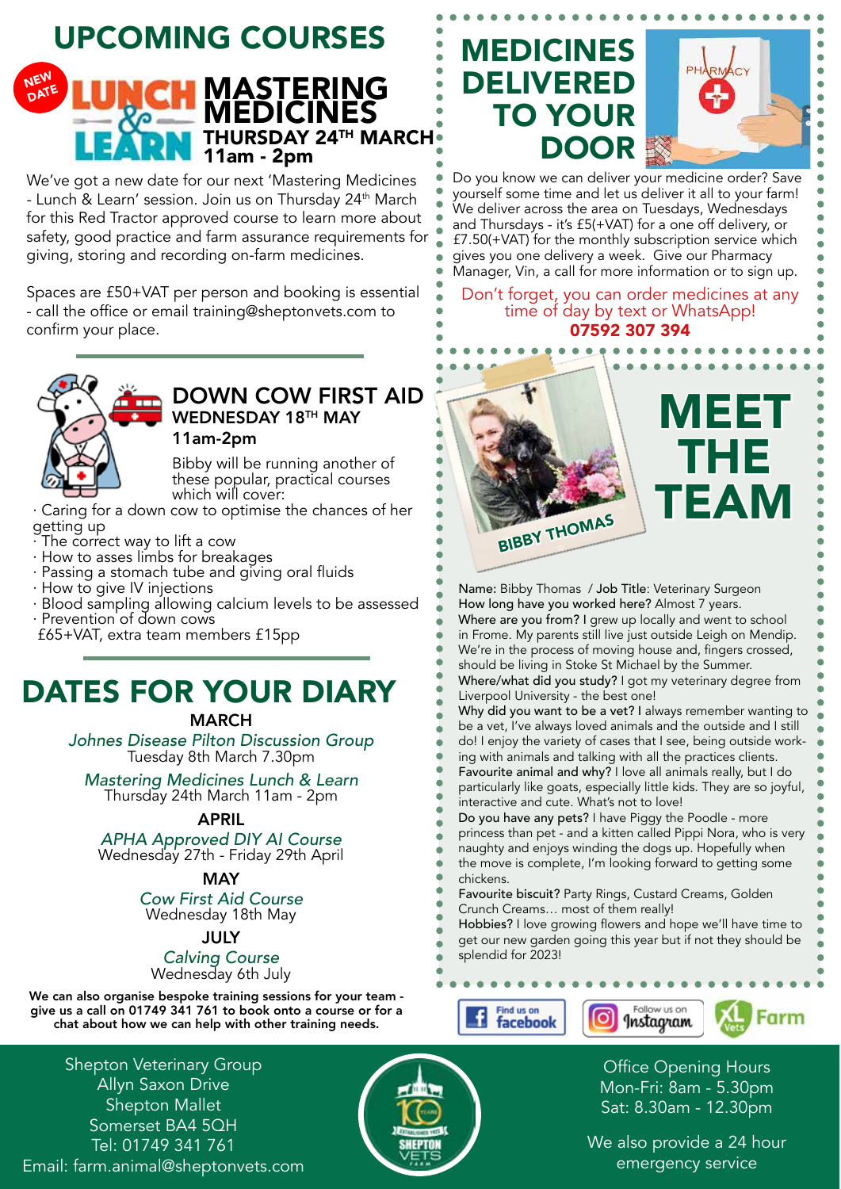# UPCOMING COURSES

NEW DATE

## LUNCH & LEARN MASTERING MEDICINES

**THURSDAY 24TH MARCH 11am - 2pm**

We've got a new date for our next 'Mastering Medicines - Lunch & Learn' session. Join us on Thursday 24th March for this Red Tractor approved course to learn more about safety, good practice and farm assurance requirements for giving, storing and recording on-farm medicines.

Spaces are £50+VAT per person and booking is essential - call the office or email training@sheptonvets.com to confirm your place.

## DOWN COW FIRST AID

**WEDNESDAY 18TH MAY 11am-2pm**

Bibby will be running another of these popular, practical courses which will cover:

- Caring for a down cow to optimise the chances of her getting up
- The correct way to lift a cow
- How to asses limbs for breakages
- Passing a stomach tube and giving oral fluids
- How to give IV injections
- Blood sampling allowing calcium levels to be assessed
- Prevention of down cows

£65+VAT, extra team members £15pp

# DATES FOR YOUR DIARY

**MARCH**

*Johnes Disease Pilton Discussion Group*
Tuesday 8th March 7.30pm

*Mastering Medicines Lunch & Learn*
Thursday 24th March 11am - 2pm

**APRIL**

*APHA Approved DIY AI Course*
Wednesday 27th - Friday 29th April

**MAY**

*Cow First Aid Course*
Wednesday 18th May

**JULY**

*Calving Course*
Wednesday 6th July

**We can also organise bespoke training sessions for your team - give us a call on 01749 341 761 to book onto a course or for a chat about how we can help with other training needs.**

# MEDICINES DELIVERED TO YOUR DOOR

Do you know we can deliver your medicine order? Save yourself some time and let us deliver it all to your farm! We deliver across the area on Tuesdays, Wednesdays and Thursdays - it's £5(+VAT) for a one off delivery, or £7.50(+VAT) for the monthly subscription service which gives you one delivery a week. Give our Pharmacy Manager, Vin, a call for more information or to sign up.

Don't forget, you can order medicines at any time of day by text or WhatsApp!
**07592 307 394**

# MEET THE TEAM

BIBBY THOMAS

**Name:** Bibby Thomas / **Job Title:** Veterinary Surgeon

**How long have you worked here?** Almost 7 years.

**Where are you from?** I grew up locally and went to school in Frome. My parents still live just outside Leigh on Mendip. We're in the process of moving house and, fingers crossed, should be living in Stoke St Michael by the Summer.

**Where/what did you study?** I got my veterinary degree from Liverpool University - the best one!

**Why did you want to be a vet?** I always remember wanting to be a vet, I've always loved animals and the outside and I still do! I enjoy the variety of cases that I see, being outside working with animals and talking with all the practices clients.

**Favourite animal and why?** I love all animals really, but I do particularly like goats, especially little kids. They are so joyful, interactive and cute. What's not to love!

**Do you have any pets?** I have Piggy the Poodle - more princess than pet - and a kitten called Pippi Nora, who is very naughty and enjoys winding the dogs up. Hopefully when the move is complete, I'm looking forward to getting some chickens.

**Favourite biscuit?** Party Rings, Custard Creams, Golden Crunch Creams… most of them really!

**Hobbies?** I love growing flowers and hope we'll have time to get our new garden going this year but if not they should be splendid for 2023!

Find us on facebook | Follow us on Instagram | XL Vets Farm

Shepton Veterinary Group
Allyn Saxon Drive
Shepton Mallet
Somerset BA4 5QH
Tel: 01749 341 761
Email: farm.animal@sheptonvets.com

Office Opening Hours
Mon-Fri: 8am - 5.30pm
Sat: 8.30am - 12.30pm

We also provide a 24 hour emergency service